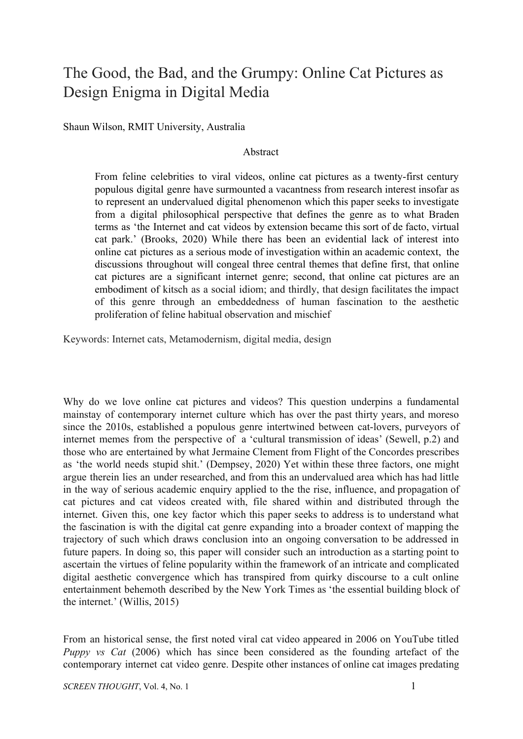# The Good, the Bad, and the Grumpy: Online Cat Pictures as Design Enigma in Digital Media

Shaun Wilson, RMIT University, Australia

## Abstract

From feline celebrities to viral videos, online cat pictures as a twenty-first century populous digital genre have surmounted a vacantness from research interest insofar as to represent an undervalued digital phenomenon which this paper seeks to investigate from a digital philosophical perspective that defines the genre as to what Braden terms as 'the Internet and cat videos by extension became this sort of de facto, virtual cat park.' (Brooks, 2020) While there has been an evidential lack of interest into online cat pictures as a serious mode of investigation within an academic context, the discussions throughout will congeal three central themes that define first, that online cat pictures are a significant internet genre; second, that online cat pictures are an embodiment of kitsch as a social idiom; and thirdly, that design facilitates the impact of this genre through an embeddedness of human fascination to the aesthetic proliferation of feline habitual observation and mischief

Keywords: Internet cats, Metamodernism, digital media, design

Why do we love online cat pictures and videos? This question underpins a fundamental mainstay of contemporary internet culture which has over the past thirty years, and moreso since the 2010s, established a populous genre intertwined between cat-lovers, purveyors of internet memes from the perspective of a 'cultural transmission of ideas' (Sewell, p.2) and those who are entertained by what Jermaine Clement from Flight of the Concordes prescribes as 'the world needs stupid shit.' (Dempsey, 2020) Yet within these three factors, one might argue therein lies an under researched, and from this an undervalued area which has had little in the way of serious academic enquiry applied to the the rise, influence, and propagation of cat pictures and cat videos created with, file shared within and distributed through the internet. Given this, one key factor which this paper seeks to address is to understand what the fascination is with the digital cat genre expanding into a broader context of mapping the trajectory of such which draws conclusion into an ongoing conversation to be addressed in future papers. In doing so, this paper will consider such an introduction as a starting point to ascertain the virtues of feline popularity within the framework of an intricate and complicated digital aesthetic convergence which has transpired from quirky discourse to a cult online entertainment behemoth described by the New York Times as 'the essential building block of the internet.' (Willis, 2015)

From an historical sense, the first noted viral cat video appeared in 2006 on YouTube titled *Puppy vs Cat* (2006) which has since been considered as the founding artefact of the contemporary internet cat video genre. Despite other instances of online cat images predating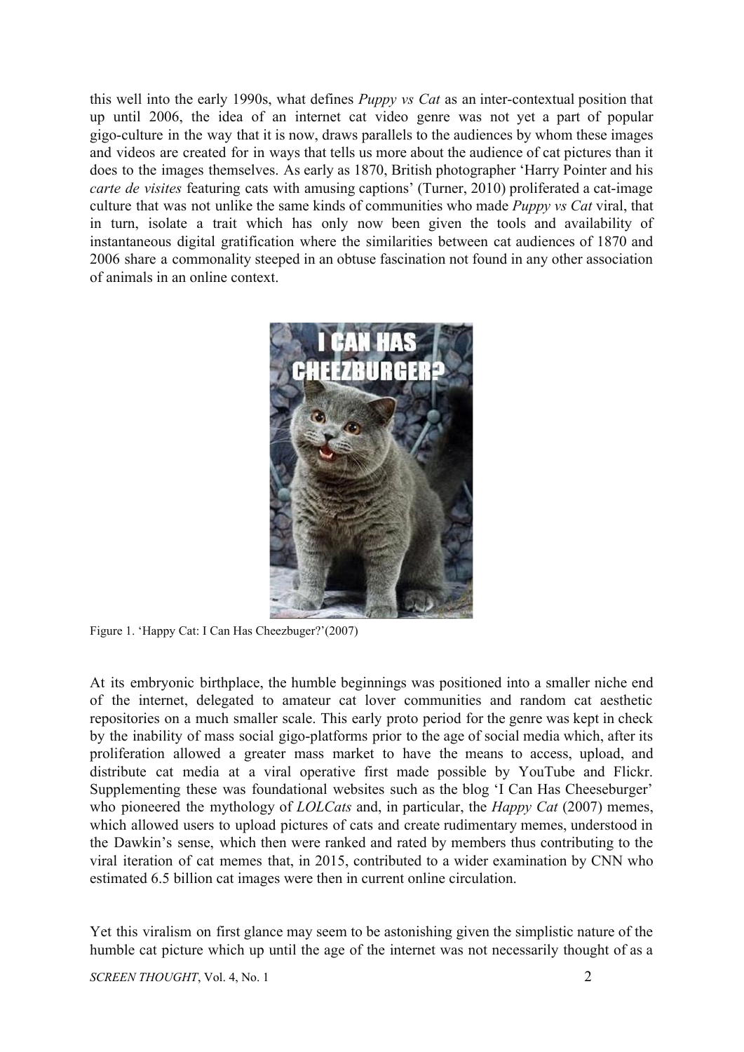this well into the early 1990s, what defines *Puppy vs Cat* as an inter-contextual position that up until 2006, the idea of an internet cat video genre was not yet a part of popular gigo-culture in the way that it is now, draws parallels to the audiences by whom these images and videos are created for in ways that tells us more about the audience of cat pictures than it does to the images themselves. As early as 1870, British photographer 'Harry Pointer and his *carte de visites* featuring cats with amusing captions' (Turner, 2010) proliferated a cat-image culture that was not unlike the same kinds of communities who made *Puppy vs Cat* viral, that in turn, isolate a trait which has only now been given the tools and availability of instantaneous digital gratification where the similarities between cat audiences of 1870 and 2006 share a commonality steeped in an obtuse fascination not found in any other association of animals in an online context.

Figure 1. 'Happy Cat: I Can Has Cheezbuger?'(2007)

At its embryonic birthplace, the humble beginnings was positioned into a smaller niche end of the internet, delegated to amateur cat lover communities and random cat aesthetic repositories on a much smaller scale. This early proto period for the genre was kept in check by the inability of mass social gigo-platforms prior to the age of social media which, after its proliferation allowed a greater mass market to have the means to access, upload, and distribute cat media at a viral operative first made possible by YouTube and Flickr. Supplementing these was foundational websites such as the blog 'I Can Has Cheeseburger' who pioneered the mythology of *LOLCats* and, in particular, the *Happy Cat* (2007) memes, which allowed users to upload pictures of cats and create rudimentary memes, understood in the Dawkin's sense, which then were ranked and rated by members thus contributing to the viral iteration of cat memes that, in 2015, contributed to a wider examination by CNN who estimated 6.5 billion cat images were then in current online circulation.

Yet this viralism on first glance may seem to be astonishing given the simplistic nature of the humble cat picture which up until the age of the internet was not necessarily thought of as a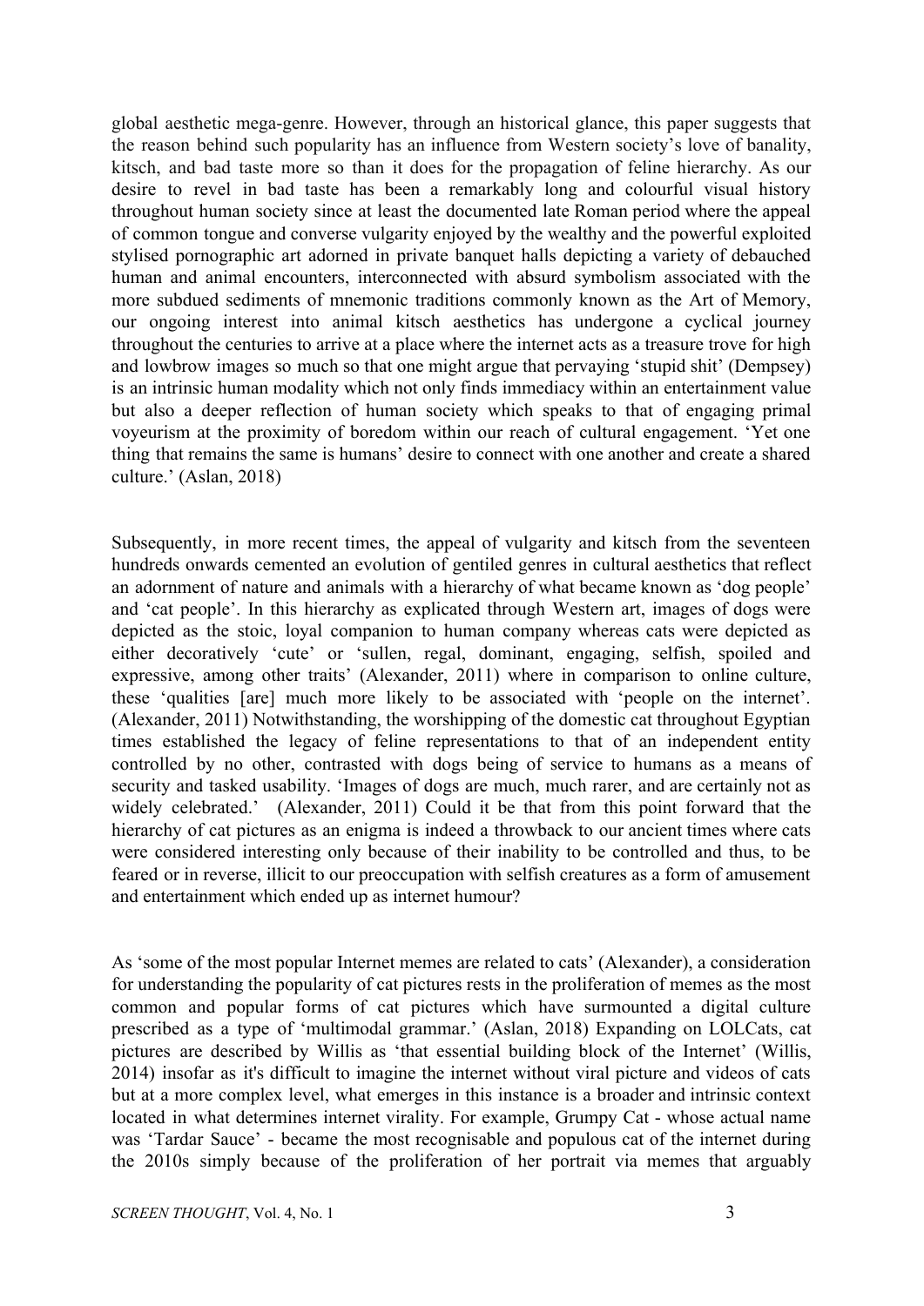global aesthetic mega-genre. However, through an historical glance, this paper suggests that the reason behind such popularity has an influence from Western society's love of banality, kitsch, and bad taste more so than it does for the propagation of feline hierarchy. As our desire to revel in bad taste has been a remarkably long and colourful visual history throughout human society since at least the documented late Roman period where the appeal of common tongue and converse vulgarity enjoyed by the wealthy and the powerful exploited stylised pornographic art adorned in private banquet halls depicting a variety of debauched human and animal encounters, interconnected with absurd symbolism associated with the more subdued sediments of mnemonic traditions commonly known as the Art of Memory, our ongoing interest into animal kitsch aesthetics has undergone a cyclical journey throughout the centuries to arrive at a place where the internet acts as a treasure trove for high and lowbrow images so much so that one might argue that pervaying 'stupid shit' (Dempsey) is an intrinsic human modality which not only finds immediacy within an entertainment value but also a deeper reflection of human society which speaks to that of engaging primal voyeurism at the proximity of boredom within our reach of cultural engagement. 'Yet one thing that remains the same is humans' desire to connect with one another and create a shared culture.' (Aslan, 2018)

Subsequently, in more recent times, the appeal of vulgarity and kitsch from the seventeen hundreds onwards cemented an evolution of gentiled genres in cultural aesthetics that reflect an adornment of nature and animals with a hierarchy of what became known as 'dog people' and 'cat people'. In this hierarchy as explicated through Western art, images of dogs were depicted as the stoic, loyal companion to human company whereas cats were depicted as either decoratively 'cute' or 'sullen, regal, dominant, engaging, selfish, spoiled and expressive, among other traits' (Alexander, 2011) where in comparison to online culture, these 'qualities [are] much more likely to be associated with 'people on the internet'. (Alexander, 2011) Notwithstanding, the worshipping of the domestic cat throughout Egyptian times established the legacy of feline representations to that of an independent entity controlled by no other, contrasted with dogs being of service to humans as a means of security and tasked usability. 'Images of dogs are much, much rarer, and are certainly not as widely celebrated.' (Alexander, 2011) Could it be that from this point forward that the hierarchy of cat pictures as an enigma is indeed a throwback to our ancient times where cats were considered interesting only because of their inability to be controlled and thus, to be feared or in reverse, illicit to our preoccupation with selfish creatures as a form of amusement and entertainment which ended up as internet humour?

As 'some of the most popular Internet memes are related to cats' (Alexander), a consideration for understanding the popularity of cat pictures rests in the proliferation of memes as the most common and popular forms of cat pictures which have surmounted a digital culture prescribed as a type of 'multimodal grammar.' (Aslan, 2018) Expanding on LOLCats, cat pictures are described by Willis as 'that essential building block of the Internet' (Willis, 2014) insofar as it's difficult to imagine the internet without viral picture and videos of cats but at a more complex level, what emerges in this instance is a broader and intrinsic context located in what determines internet virality. For example, Grumpy Cat - whose actual name was 'Tardar Sauce' - became the most recognisable and populous cat of the internet during the 2010s simply because of the proliferation of her portrait via memes that arguably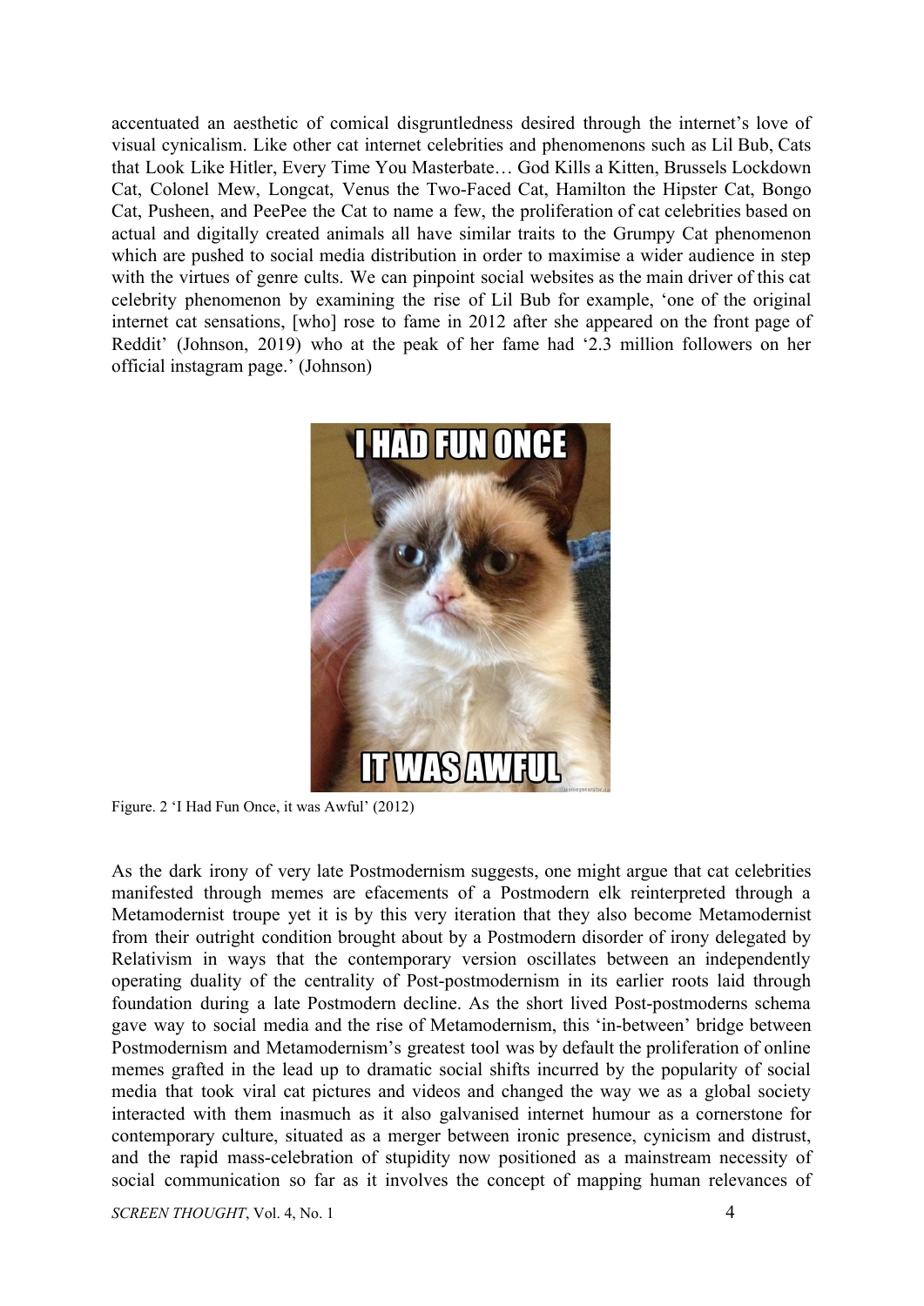accentuated an aesthetic of comical disgruntledness desired through the internet's love of visual cynicalism. Like other cat internet celebrities and phenomenons such as Lil Bub, Cats that Look Like Hitler, Every Time You Masterbate… God Kills a Kitten, Brussels Lockdown Cat, Colonel Mew, Longcat, Venus the Two-Faced Cat, Hamilton the Hipster Cat, Bongo Cat, Pusheen, and PeePee the Cat to name a few, the proliferation of cat celebrities based on actual and digitally created animals all have similar traits to the Grumpy Cat phenomenon which are pushed to social media distribution in order to maximise a wider audience in step with the virtues of genre cults. We can pinpoint social websites as the main driver of this cat celebrity phenomenon by examining the rise of Lil Bub for example, 'one of the original internet cat sensations, [who] rose to fame in 2012 after she appeared on the front page of Reddit' (Johnson, 2019) who at the peak of her fame had '2.3 million followers on her official instagram page.' (Johnson)

Figure. 2 'I Had Fun Once, it was Awful' (2012)

As the dark irony of very late Postmodernism suggests, one might argue that cat celebrities manifested through memes are efacements of a Postmodern elk reinterpreted through a Metamodernist troupe yet it is by this very iteration that they also become Metamodernist from their outright condition brought about by a Postmodern disorder of irony delegated by Relativism in ways that the contemporary version oscillates between an independently operating duality of the centrality of Post-postmodernism in its earlier roots laid through foundation during a late Postmodern decline. As the short lived Post-postmoderns schema gave way to social media and the rise of Metamodernism, this 'in-between' bridge between Postmodernism and Metamodernism's greatest tool was by default the proliferation of online memes grafted in the lead up to dramatic social shifts incurred by the popularity of social media that took viral cat pictures and videos and changed the way we as a global society interacted with them inasmuch as it also galvanised internet humour as a cornerstone for contemporary culture, situated as a merger between ironic presence, cynicism and distrust, and the rapid mass-celebration of stupidity now positioned as a mainstream necessity of social communication so far as it involves the concept of mapping human relevances of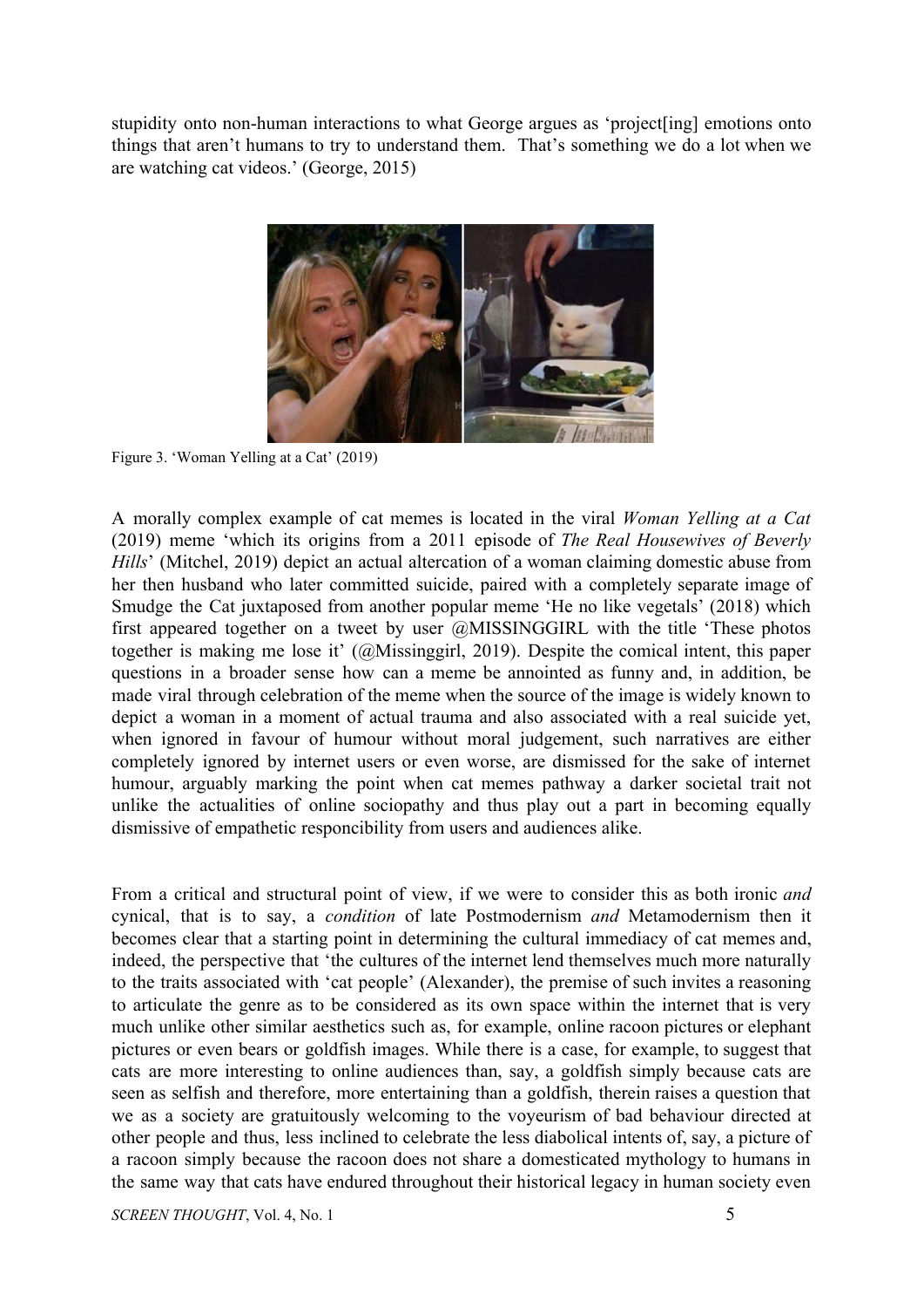stupidity onto non-human interactions to what George argues as 'project[ing] emotions onto things that aren't humans to try to understand them. That's something we do a lot when we are watching cat videos.' (George, 2015)

Figure 3. 'Woman Yelling at a Cat' (2019)

A morally complex example of cat memes is located in the viral *Woman Yelling at a Cat* (2019) meme 'which its origins from a 2011 episode of *The Real Housewives of Beverly Hills*' (Mitchel, 2019) depict an actual altercation of a woman claiming domestic abuse from her then husband who later committed suicide, paired with a completely separate image of Smudge the Cat juxtaposed from another popular meme 'He no like vegetals' (2018) which first appeared together on a tweet by user @MISSINGGIRL with the title 'These photos together is making me lose it' (@Missinggirl, 2019). Despite the comical intent, this paper questions in a broader sense how can a meme be annointed as funny and, in addition, be made viral through celebration of the meme when the source of the image is widely known to depict a woman in a moment of actual trauma and also associated with a real suicide yet, when ignored in favour of humour without moral judgement, such narratives are either completely ignored by internet users or even worse, are dismissed for the sake of internet humour, arguably marking the point when cat memes pathway a darker societal trait not unlike the actualities of online sociopathy and thus play out a part in becoming equally dismissive of empathetic responcibility from users and audiences alike.

From a critical and structural point of view, if we were to consider this as both ironic *and* cynical, that is to say, a *condition* of late Postmodernism *and* Metamodernism then it becomes clear that a starting point in determining the cultural immediacy of cat memes and, indeed, the perspective that 'the cultures of the internet lend themselves much more naturally to the traits associated with 'cat people' (Alexander), the premise of such invites a reasoning to articulate the genre as to be considered as its own space within the internet that is very much unlike other similar aesthetics such as, for example, online racoon pictures or elephant pictures or even bears or goldfish images. While there is a case, for example, to suggest that cats are more interesting to online audiences than, say, a goldfish simply because cats are seen as selfish and therefore, more entertaining than a goldfish, therein raises a question that we as a society are gratuitously welcoming to the voyeurism of bad behaviour directed at other people and thus, less inclined to celebrate the less diabolical intents of, say, a picture of a racoon simply because the racoon does not share a domesticated mythology to humans in the same way that cats have endured throughout their historical legacy in human society even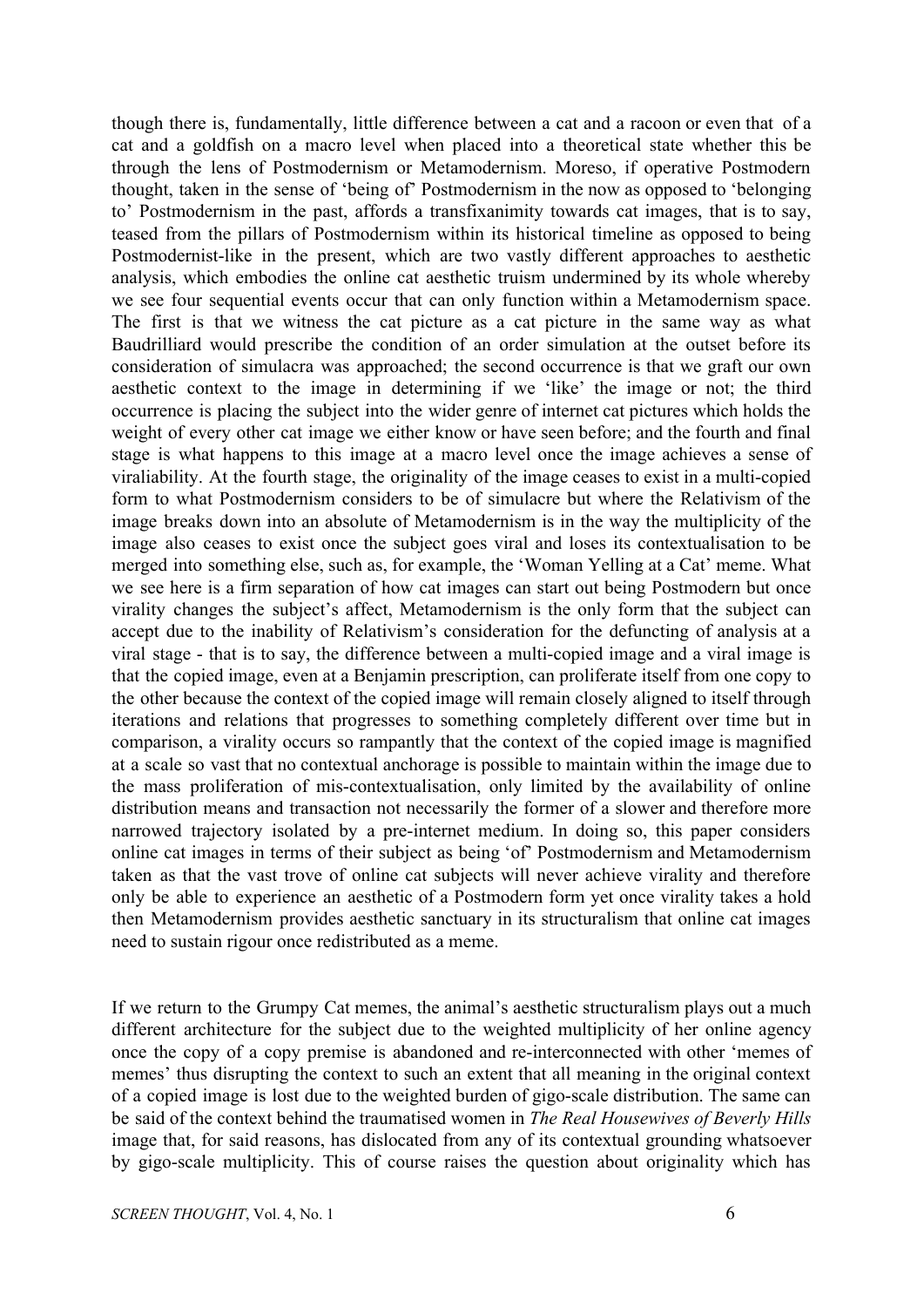though there is, fundamentally, little difference between a cat and a racoon or even that of a cat and a goldfish on a macro level when placed into a theoretical state whether this be through the lens of Postmodernism or Metamodernism. Moreso, if operative Postmodern thought, taken in the sense of 'being of' Postmodernism in the now as opposed to 'belonging to' Postmodernism in the past, affords a transfixanimity towards cat images, that is to say, teased from the pillars of Postmodernism within its historical timeline as opposed to being Postmodernist-like in the present, which are two vastly different approaches to aesthetic analysis, which embodies the online cat aesthetic truism undermined by its whole whereby we see four sequential events occur that can only function within a Metamodernism space. The first is that we witness the cat picture as a cat picture in the same way as what Baudrilliard would prescribe the condition of an order simulation at the outset before its consideration of simulacra was approached; the second occurrence is that we graft our own aesthetic context to the image in determining if we 'like' the image or not; the third occurrence is placing the subject into the wider genre of internet cat pictures which holds the weight of every other cat image we either know or have seen before; and the fourth and final stage is what happens to this image at a macro level once the image achieves a sense of viraliability. At the fourth stage, the originality of the image ceases to exist in a multi-copied form to what Postmodernism considers to be of simulacre but where the Relativism of the image breaks down into an absolute of Metamodernism is in the way the multiplicity of the image also ceases to exist once the subject goes viral and loses its contextualisation to be merged into something else, such as, for example, the 'Woman Yelling at a Cat' meme. What we see here is a firm separation of how cat images can start out being Postmodern but once virality changes the subject's affect, Metamodernism is the only form that the subject can accept due to the inability of Relativism's consideration for the defuncting of analysis at a viral stage - that is to say, the difference between a multi-copied image and a viral image is that the copied image, even at a Benjamin prescription, can proliferate itself from one copy to the other because the context of the copied image will remain closely aligned to itself through iterations and relations that progresses to something completely different over time but in comparison, a virality occurs so rampantly that the context of the copied image is magnified at a scale so vast that no contextual anchorage is possible to maintain within the image due to the mass proliferation of mis-contextualisation, only limited by the availability of online distribution means and transaction not necessarily the former of a slower and therefore more narrowed trajectory isolated by a pre-internet medium. In doing so, this paper considers online cat images in terms of their subject as being 'of' Postmodernism and Metamodernism taken as that the vast trove of online cat subjects will never achieve virality and therefore only be able to experience an aesthetic of a Postmodern form yet once virality takes a hold then Metamodernism provides aesthetic sanctuary in its structuralism that online cat images need to sustain rigour once redistributed as a meme.

If we return to the Grumpy Cat memes, the animal's aesthetic structuralism plays out a much different architecture for the subject due to the weighted multiplicity of her online agency once the copy of a copy premise is abandoned and re-interconnected with other 'memes of memes' thus disrupting the context to such an extent that all meaning in the original context of a copied image is lost due to the weighted burden of gigo-scale distribution. The same can be said of the context behind the traumatised women in *The Real Housewives of Beverly Hills* image that, for said reasons, has dislocated from any of its contextual grounding whatsoever by gigo-scale multiplicity. This of course raises the question about originality which has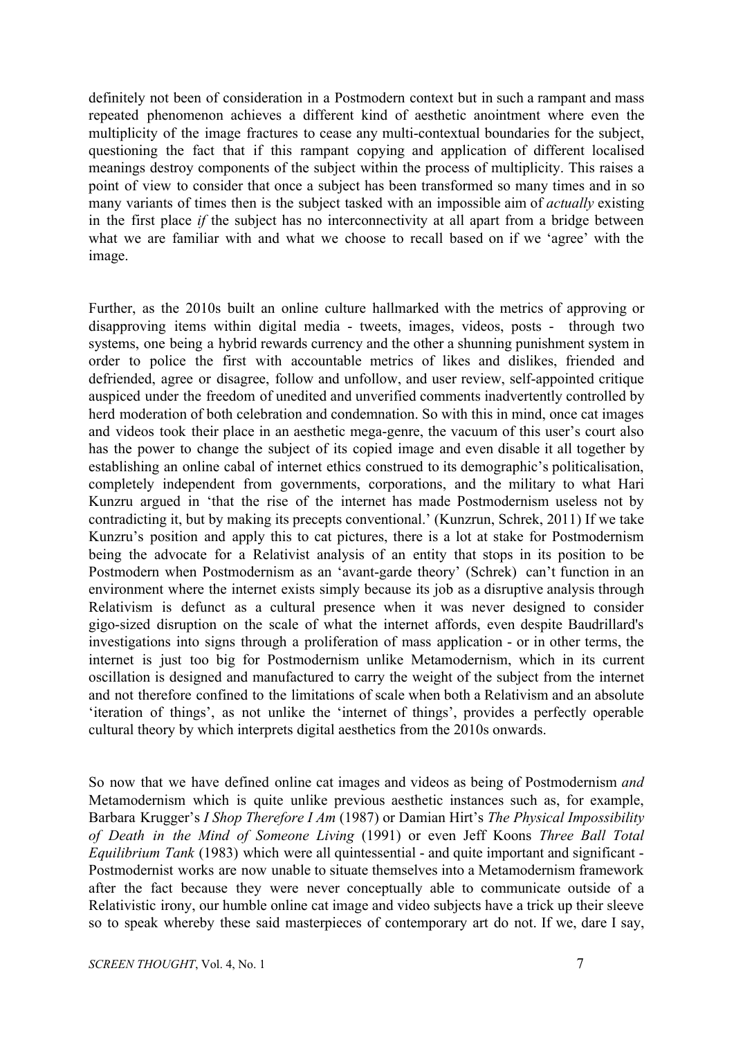definitely not been of consideration in a Postmodern context but in such a rampant and mass repeated phenomenon achieves a different kind of aesthetic anointment where even the multiplicity of the image fractures to cease any multi-contextual boundaries for the subject, questioning the fact that if this rampant copying and application of different localised meanings destroy components of the subject within the process of multiplicity. This raises a point of view to consider that once a subject has been transformed so many times and in so many variants of times then is the subject tasked with an impossible aim of *actually* existing in the first place *if* the subject has no interconnectivity at all apart from a bridge between what we are familiar with and what we choose to recall based on if we 'agree' with the image.

Further, as the 2010s built an online culture hallmarked with the metrics of approving or disapproving items within digital media - tweets, images, videos, posts - through two systems, one being a hybrid rewards currency and the other a shunning punishment system in order to police the first with accountable metrics of likes and dislikes, friended and defriended, agree or disagree, follow and unfollow, and user review, self-appointed critique auspiced under the freedom of unedited and unverified comments inadvertently controlled by herd moderation of both celebration and condemnation. So with this in mind, once cat images and videos took their place in an aesthetic mega-genre, the vacuum of this user's court also has the power to change the subject of its copied image and even disable it all together by establishing an online cabal of internet ethics construed to its demographic's politicalisation, completely independent from governments, corporations, and the military to what Hari Kunzru argued in 'that the rise of the internet has made Postmodernism useless not by contradicting it, but by making its precepts conventional.' (Kunzrun, Schrek, 2011) If we take Kunzru's position and apply this to cat pictures, there is a lot at stake for Postmodernism being the advocate for a Relativist analysis of an entity that stops in its position to be Postmodern when Postmodernism as an 'avant-garde theory' (Schrek) can't function in an environment where the internet exists simply because its job as a disruptive analysis through Relativism is defunct as a cultural presence when it was never designed to consider gigo-sized disruption on the scale of what the internet affords, even despite Baudrillard's investigations into signs through a proliferation of mass application - or in other terms, the internet is just too big for Postmodernism unlike Metamodernism, which in its current oscillation is designed and manufactured to carry the weight of the subject from the internet and not therefore confined to the limitations of scale when both a Relativism and an absolute 'iteration of things', as not unlike the 'internet of things', provides a perfectly operable cultural theory by which interprets digital aesthetics from the 2010s onwards.

So now that we have defined online cat images and videos as being of Postmodernism *and* Metamodernism which is quite unlike previous aesthetic instances such as, for example, Barbara Krugger's *I Shop Therefore I Am* (1987) or Damian Hirt's *The Physical Impossibility of Death in the Mind of Someone Living* (1991) or even Jeff Koons *Three Ball Total Equilibrium Tank* (1983) which were all quintessential - and quite important and significant - Postmodernist works are now unable to situate themselves into a Metamodernism framework after the fact because they were never conceptually able to communicate outside of a Relativistic irony, our humble online cat image and video subjects have a trick up their sleeve so to speak whereby these said masterpieces of contemporary art do not. If we, dare I say,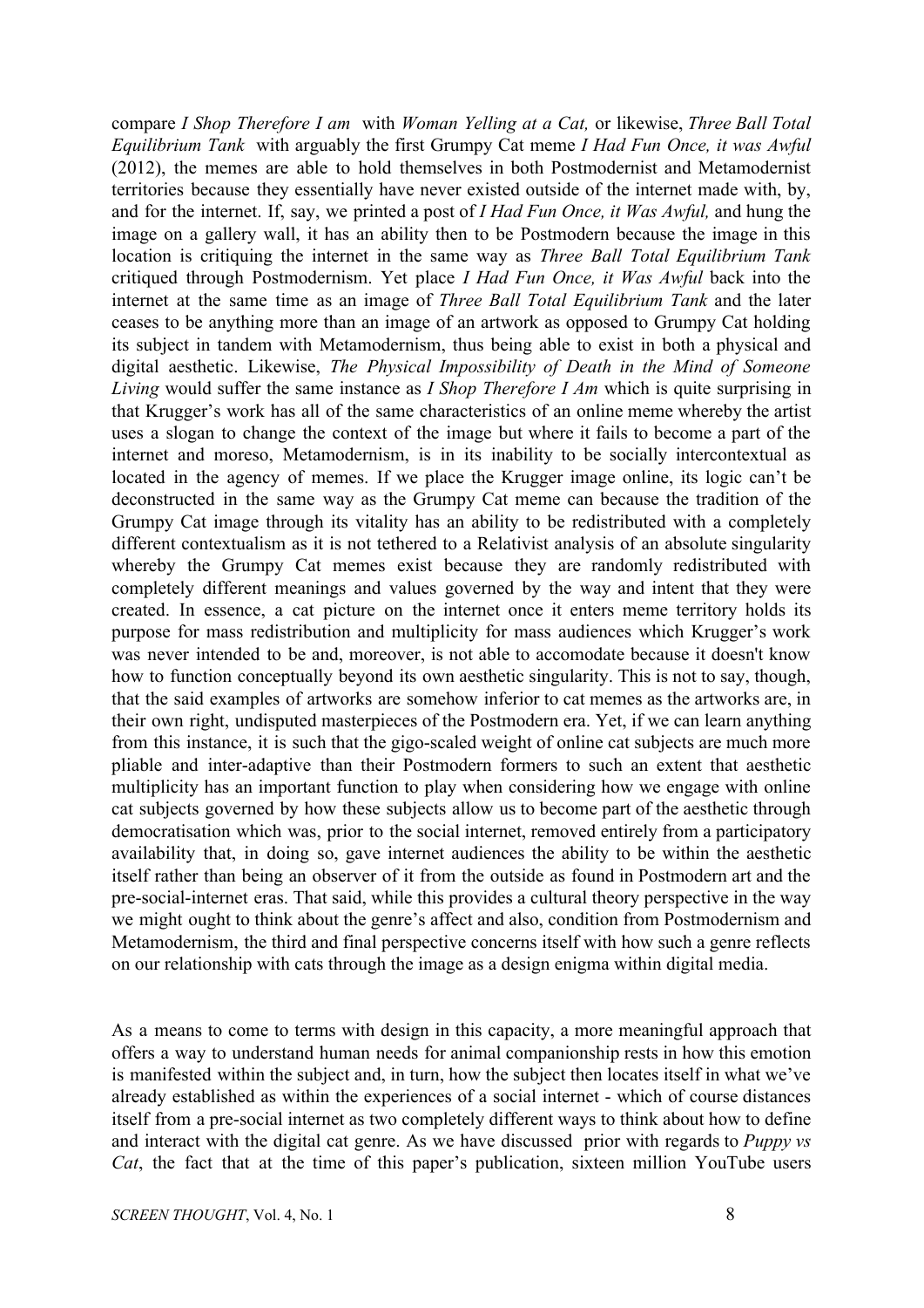compare *I Shop Therefore I am* with *Woman Yelling at a Cat,* or likewise, *Three Ball Total Equilibrium Tank* with arguably the first Grumpy Cat meme *I Had Fun Once, it was Awful* (2012), the memes are able to hold themselves in both Postmodernist and Metamodernist territories because they essentially have never existed outside of the internet made with, by, and for the internet. If, say, we printed a post of *I Had Fun Once, it Was Awful,* and hung the image on a gallery wall, it has an ability then to be Postmodern because the image in this location is critiquing the internet in the same way as *Three Ball Total Equilibrium Tank* critiqued through Postmodernism. Yet place *I Had Fun Once, it Was Awful* back into the internet at the same time as an image of *Three Ball Total Equilibrium Tank* and the later ceases to be anything more than an image of an artwork as opposed to Grumpy Cat holding its subject in tandem with Metamodernism, thus being able to exist in both a physical and digital aesthetic. Likewise, *The Physical Impossibility of Death in the Mind of Someone Living* would suffer the same instance as *I Shop Therefore I Am* which is quite surprising in that Krugger's work has all of the same characteristics of an online meme whereby the artist uses a slogan to change the context of the image but where it fails to become a part of the internet and moreso, Metamodernism, is in its inability to be socially intercontextual as located in the agency of memes. If we place the Krugger image online, its logic can't be deconstructed in the same way as the Grumpy Cat meme can because the tradition of the Grumpy Cat image through its vitality has an ability to be redistributed with a completely different contextualism as it is not tethered to a Relativist analysis of an absolute singularity whereby the Grumpy Cat memes exist because they are randomly redistributed with completely different meanings and values governed by the way and intent that they were created. In essence, a cat picture on the internet once it enters meme territory holds its purpose for mass redistribution and multiplicity for mass audiences which Krugger's work was never intended to be and, moreover, is not able to accomodate because it doesn't know how to function conceptually beyond its own aesthetic singularity. This is not to say, though, that the said examples of artworks are somehow inferior to cat memes as the artworks are, in their own right, undisputed masterpieces of the Postmodern era. Yet, if we can learn anything from this instance, it is such that the gigo-scaled weight of online cat subjects are much more pliable and inter-adaptive than their Postmodern formers to such an extent that aesthetic multiplicity has an important function to play when considering how we engage with online cat subjects governed by how these subjects allow us to become part of the aesthetic through democratisation which was, prior to the social internet, removed entirely from a participatory availability that, in doing so, gave internet audiences the ability to be within the aesthetic itself rather than being an observer of it from the outside as found in Postmodern art and the pre-social-internet eras. That said, while this provides a cultural theory perspective in the way we might ought to think about the genre's affect and also, condition from Postmodernism and Metamodernism, the third and final perspective concerns itself with how such a genre reflects on our relationship with cats through the image as a design enigma within digital media.

As a means to come to terms with design in this capacity, a more meaningful approach that offers a way to understand human needs for animal companionship rests in how this emotion is manifested within the subject and, in turn, how the subject then locates itself in what we've already established as within the experiences of a social internet - which of course distances itself from a pre-social internet as two completely different ways to think about how to define and interact with the digital cat genre. As we have discussed prior with regards to *Puppy vs Cat*, the fact that at the time of this paper's publication, sixteen million YouTube users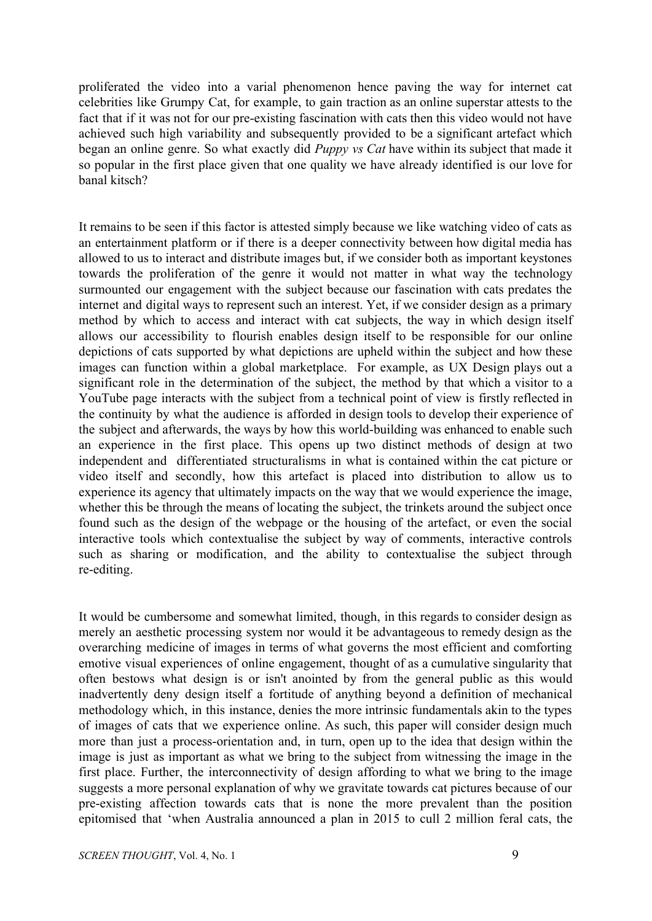proliferated the video into a varial phenomenon hence paving the way for internet cat celebrities like Grumpy Cat, for example, to gain traction as an online superstar attests to the fact that if it was not for our pre-existing fascination with cats then this video would not have achieved such high variability and subsequently provided to be a significant artefact which began an online genre. So what exactly did *Puppy vs Cat* have within its subject that made it so popular in the first place given that one quality we have already identified is our love for banal kitsch?

It remains to be seen if this factor is attested simply because we like watching video of cats as an entertainment platform or if there is a deeper connectivity between how digital media has allowed to us to interact and distribute images but, if we consider both as important keystones towards the proliferation of the genre it would not matter in what way the technology surmounted our engagement with the subject because our fascination with cats predates the internet and digital ways to represent such an interest. Yet, if we consider design as a primary method by which to access and interact with cat subjects, the way in which design itself allows our accessibility to flourish enables design itself to be responsible for our online depictions of cats supported by what depictions are upheld within the subject and how these images can function within a global marketplace. For example, as UX Design plays out a significant role in the determination of the subject, the method by that which a visitor to a YouTube page interacts with the subject from a technical point of view is firstly reflected in the continuity by what the audience is afforded in design tools to develop their experience of the subject and afterwards, the ways by how this world-building was enhanced to enable such an experience in the first place. This opens up two distinct methods of design at two independent and differentiated structuralisms in what is contained within the cat picture or video itself and secondly, how this artefact is placed into distribution to allow us to experience its agency that ultimately impacts on the way that we would experience the image, whether this be through the means of locating the subject, the trinkets around the subject once found such as the design of the webpage or the housing of the artefact, or even the social interactive tools which contextualise the subject by way of comments, interactive controls such as sharing or modification, and the ability to contextualise the subject through re-editing.

It would be cumbersome and somewhat limited, though, in this regards to consider design as merely an aesthetic processing system nor would it be advantageous to remedy design as the overarching medicine of images in terms of what governs the most efficient and comforting emotive visual experiences of online engagement, thought of as a cumulative singularity that often bestows what design is or isn't anointed by from the general public as this would inadvertently deny design itself a fortitude of anything beyond a definition of mechanical methodology which, in this instance, denies the more intrinsic fundamentals akin to the types of images of cats that we experience online. As such, this paper will consider design much more than just a process-orientation and, in turn, open up to the idea that design within the image is just as important as what we bring to the subject from witnessing the image in the first place. Further, the interconnectivity of design affording to what we bring to the image suggests a more personal explanation of why we gravitate towards cat pictures because of our pre-existing affection towards cats that is none the more prevalent than the position epitomised that 'when Australia announced a plan in 2015 to cull 2 million feral cats, the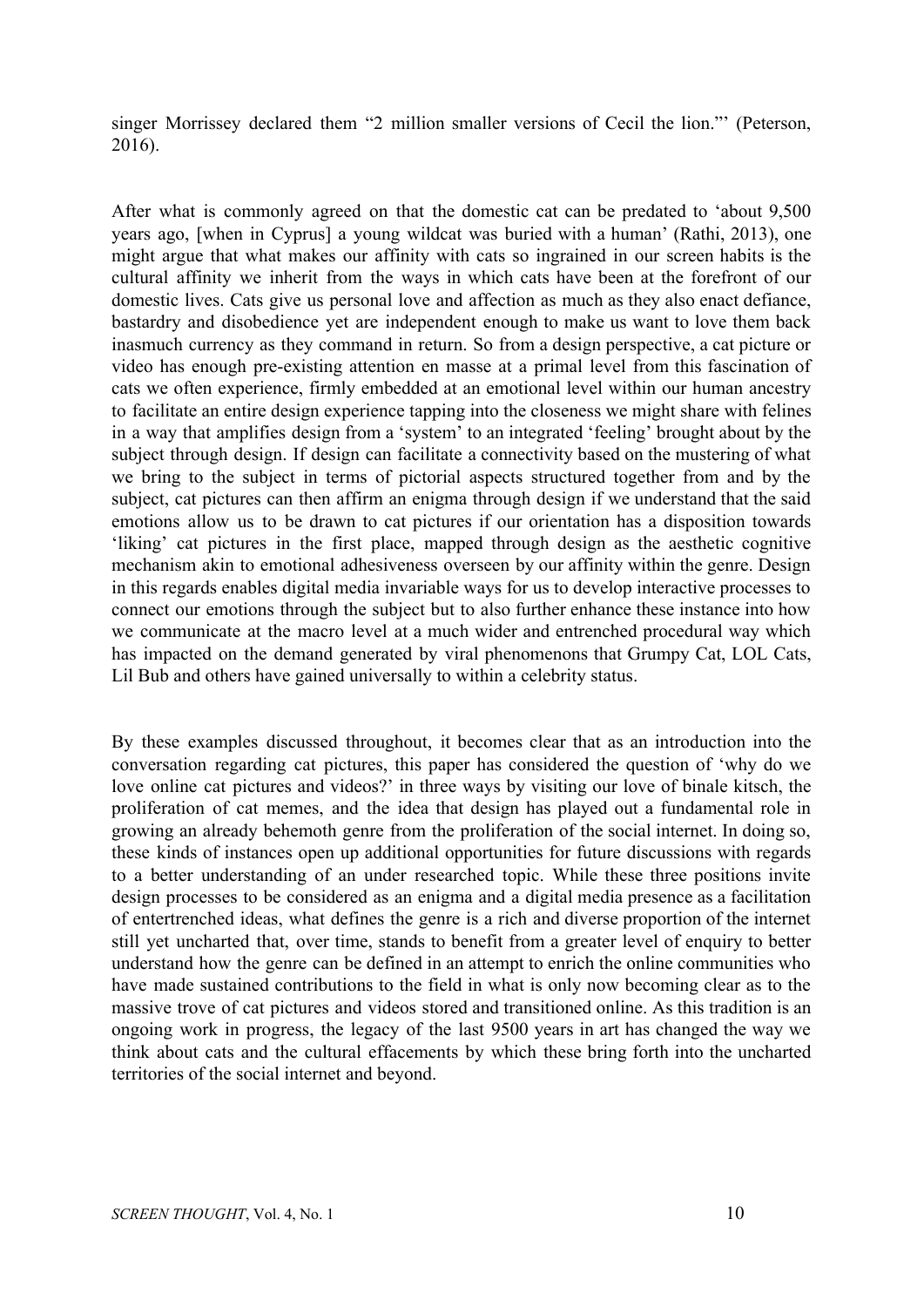singer Morrissey declared them "2 million smaller versions of Cecil the lion."' (Peterson, 2016).

After what is commonly agreed on that the domestic cat can be predated to 'about 9,500 years ago, [when in Cyprus] a young wildcat was buried with a human' (Rathi, 2013), one might argue that what makes our affinity with cats so ingrained in our screen habits is the cultural affinity we inherit from the ways in which cats have been at the forefront of our domestic lives. Cats give us personal love and affection as much as they also enact defiance, bastardry and disobedience yet are independent enough to make us want to love them back inasmuch currency as they command in return. So from a design perspective, a cat picture or video has enough pre-existing attention en masse at a primal level from this fascination of cats we often experience, firmly embedded at an emotional level within our human ancestry to facilitate an entire design experience tapping into the closeness we might share with felines in a way that amplifies design from a 'system' to an integrated 'feeling' brought about by the subject through design. If design can facilitate a connectivity based on the mustering of what we bring to the subject in terms of pictorial aspects structured together from and by the subject, cat pictures can then affirm an enigma through design if we understand that the said emotions allow us to be drawn to cat pictures if our orientation has a disposition towards 'liking' cat pictures in the first place, mapped through design as the aesthetic cognitive mechanism akin to emotional adhesiveness overseen by our affinity within the genre. Design in this regards enables digital media invariable ways for us to develop interactive processes to connect our emotions through the subject but to also further enhance these instance into how we communicate at the macro level at a much wider and entrenched procedural way which has impacted on the demand generated by viral phenomenons that Grumpy Cat, LOL Cats, Lil Bub and others have gained universally to within a celebrity status.

By these examples discussed throughout, it becomes clear that as an introduction into the conversation regarding cat pictures, this paper has considered the question of 'why do we love online cat pictures and videos?' in three ways by visiting our love of binale kitsch, the proliferation of cat memes, and the idea that design has played out a fundamental role in growing an already behemoth genre from the proliferation of the social internet. In doing so, these kinds of instances open up additional opportunities for future discussions with regards to a better understanding of an under researched topic. While these three positions invite design processes to be considered as an enigma and a digital media presence as a facilitation of entertrenched ideas, what defines the genre is a rich and diverse proportion of the internet still yet uncharted that, over time, stands to benefit from a greater level of enquiry to better understand how the genre can be defined in an attempt to enrich the online communities who have made sustained contributions to the field in what is only now becoming clear as to the massive trove of cat pictures and videos stored and transitioned online. As this tradition is an ongoing work in progress, the legacy of the last 9500 years in art has changed the way we think about cats and the cultural effacements by which these bring forth into the uncharted territories of the social internet and beyond.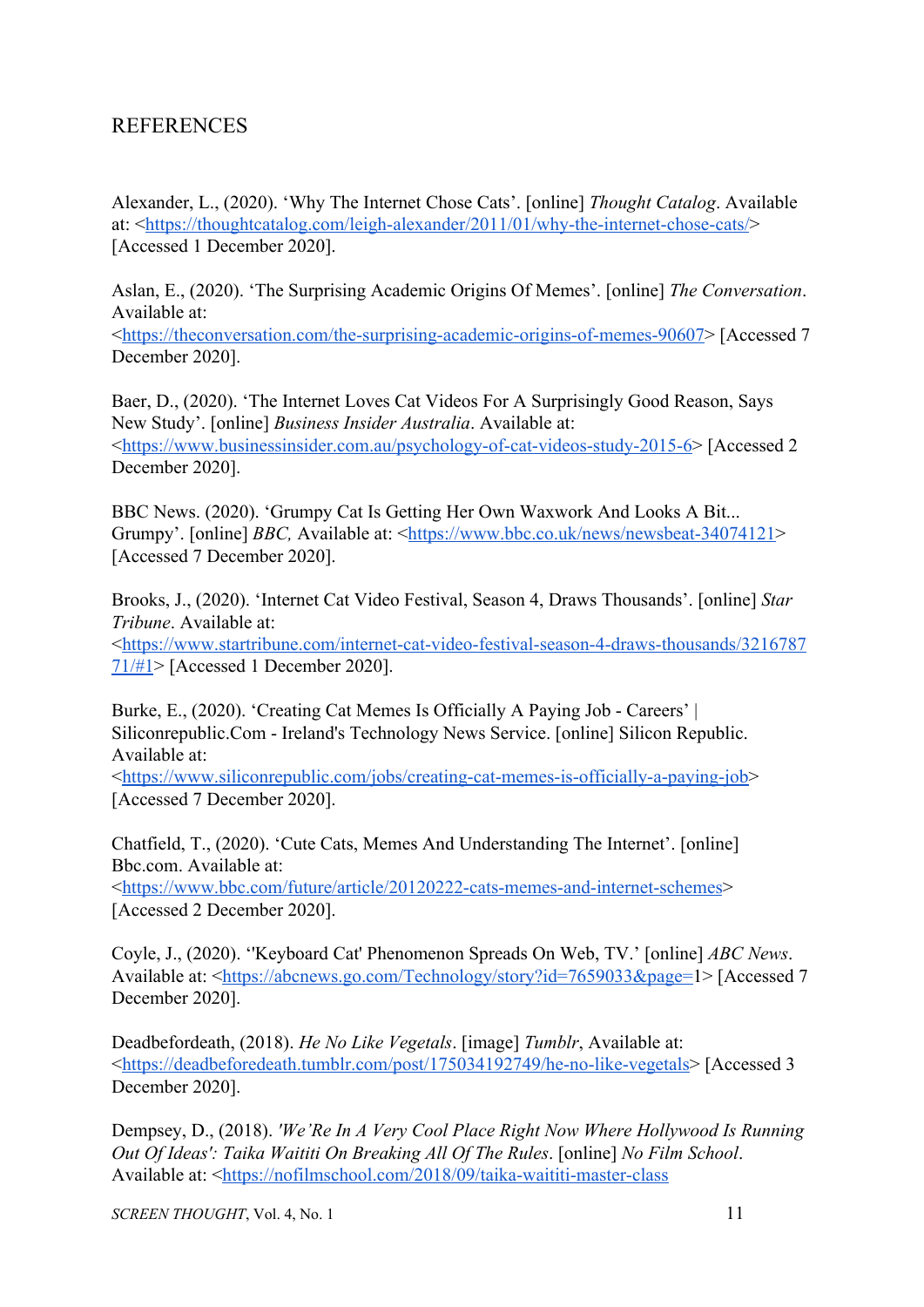# REFERENCES

Alexander, L., (2020). ‘Why The Internet Chose Cats’. [online] *Thought Catalog*. Available at: <https://thoughtcatalog.com/leigh-alexander/2011/01/why-the-internet-chose-cats/> [Accessed 1 December 2020].

Aslan, E., (2020). ‘The Surprising Academic Origins Of Memes’. [online] *The Conversation*. Available at: <https://theconversation.com/the-surprising-academic-origins-of-memes-90607> [Accessed 7 December 2020].

Baer, D., (2020). ‘The Internet Loves Cat Videos For A Surprisingly Good Reason, Says New Study’. [online] *Business Insider Australia*. Available at: <https://www.businessinsider.com.au/psychology-of-cat-videos-study-2015-6> [Accessed 2 December 2020].

BBC News. (2020). ‘Grumpy Cat Is Getting Her Own Waxwork And Looks A Bit... Grumpy’. [online] *BBC,* Available at: <https://www.bbc.co.uk/news/newsbeat-34074121> [Accessed 7 December 2020].

Brooks, J., (2020). ‘Internet Cat Video Festival, Season 4, Draws Thousands’. [online] *Star Tribune*. Available at: <https://www.startribune.com/internet-cat-video-festival-season-4-draws-thousands/321678771/#1> [Accessed 1 December 2020].

Burke, E., (2020). ‘Creating Cat Memes Is Officially A Paying Job - Careers’ | Siliconrepublic.Com - Ireland's Technology News Service. [online] Silicon Republic. Available at: <https://www.siliconrepublic.com/jobs/creating-cat-memes-is-officially-a-paying-job> [Accessed 7 December 2020].

Chatfield, T., (2020). ‘Cute Cats, Memes And Understanding The Internet’. [online] Bbc.com. Available at: <https://www.bbc.com/future/article/20120222-cats-memes-and-internet-schemes> [Accessed 2 December 2020].

Coyle, J., (2020). ‘'Keyboard Cat' Phenomenon Spreads On Web, TV.’ [online] *ABC News*. Available at: <https://abcnews.go.com/Technology/story?id=7659033&page=1> [Accessed 7 December 2020].

Deadbefordeath, (2018). *He No Like Vegetals*. [image] *Tumblr*, Available at: <https://deadbeforedeath.tumblr.com/post/175034192749/he-no-like-vegetals> [Accessed 3 December 2020].

Dempsey, D., (2018). *'We’Re In A Very Cool Place Right Now Where Hollywood Is Running Out Of Ideas': Taika Waititi On Breaking All Of The Rules*. [online] *No Film School*. Available at: <https://nofilmschool.com/2018/09/taika-waititi-master-class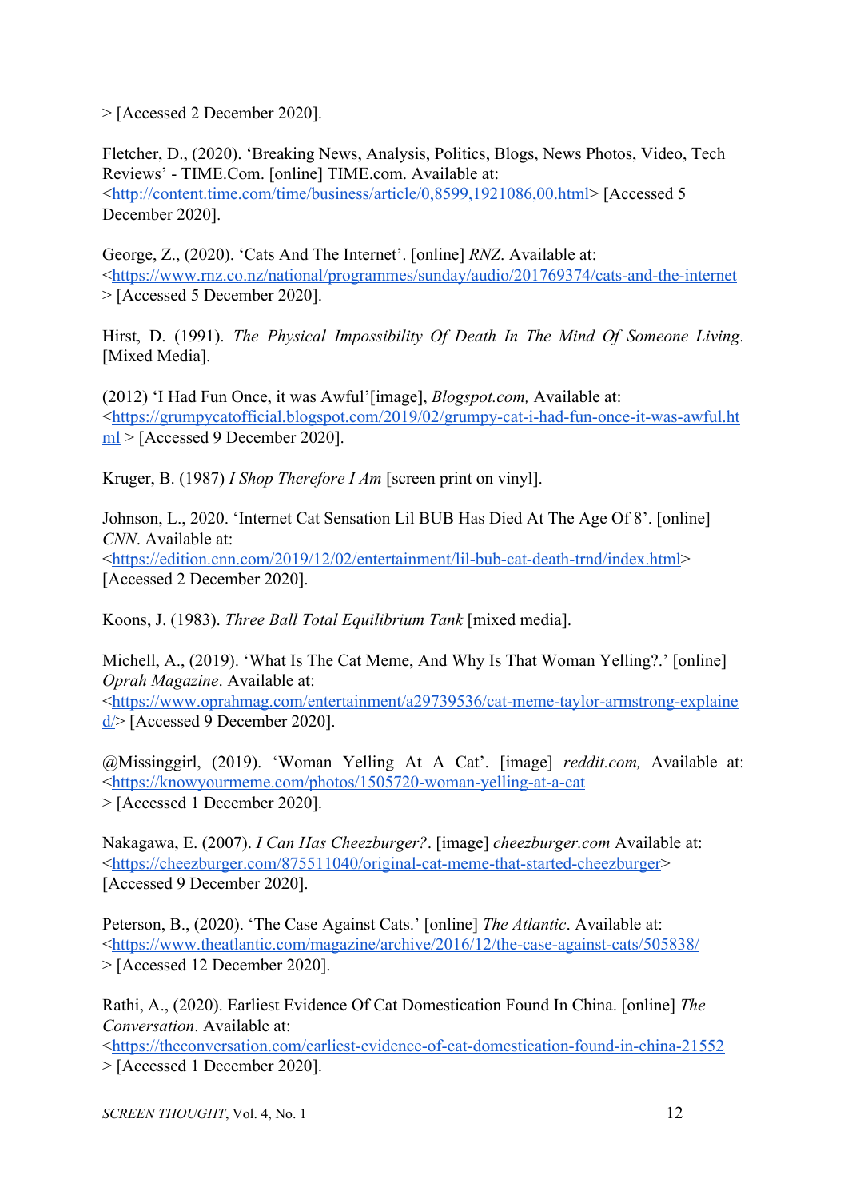> [Accessed 2 December 2020].

Fletcher, D., (2020). 'Breaking News, Analysis, Politics, Blogs, News Photos, Video, Tech Reviews' - TIME.Com. [online] TIME.com. Available at: <http://content.time.com/time/business/article/0,8599,1921086,00.html> [Accessed 5 December 2020].

George, Z., (2020). 'Cats And The Internet'. [online] *RNZ*. Available at: <https://www.rnz.co.nz/national/programmes/sunday/audio/201769374/cats-and-the-internet> [Accessed 5 December 2020].

Hirst, D. (1991). *The Physical Impossibility Of Death In The Mind Of Someone Living*. [Mixed Media].

(2012) 'I Had Fun Once, it was Awful'[image], *Blogspot.com,* Available at: <https://grumpycatofficial.blogspot.com/2019/02/grumpy-cat-i-had-fun-once-it-was-awful.html> [Accessed 9 December 2020].

Kruger, B. (1987) *I Shop Therefore I Am* [screen print on vinyl].

Johnson, L., 2020. 'Internet Cat Sensation Lil BUB Has Died At The Age Of 8'. [online] *CNN*. Available at: <https://edition.cnn.com/2019/12/02/entertainment/lil-bub-cat-death-trnd/index.html> [Accessed 2 December 2020].

Koons, J. (1983). *Three Ball Total Equilibrium Tank* [mixed media].

Michell, A., (2019). 'What Is The Cat Meme, And Why Is That Woman Yelling?.' [online] *Oprah Magazine*. Available at: <https://www.oprahmag.com/entertainment/a29739536/cat-meme-taylor-armstrong-explained/> [Accessed 9 December 2020].

@Missinggirl, (2019). 'Woman Yelling At A Cat'. [image] *reddit.com,* Available at: <https://knowyourmeme.com/photos/1505720-woman-yelling-at-a-cat> [Accessed 1 December 2020].

Nakagawa, E. (2007). *I Can Has Cheezburger?*. [image] *cheezburger.com* Available at: <https://cheezburger.com/875511040/original-cat-meme-that-started-cheezburger> [Accessed 9 December 2020].

Peterson, B., (2020). 'The Case Against Cats.' [online] *The Atlantic*. Available at: <https://www.theatlantic.com/magazine/archive/2016/12/the-case-against-cats/505838/> [Accessed 12 December 2020].

Rathi, A., (2020). Earliest Evidence Of Cat Domestication Found In China. [online] *The Conversation*. Available at: <https://theconversation.com/earliest-evidence-of-cat-domestication-found-in-china-21552> [Accessed 1 December 2020].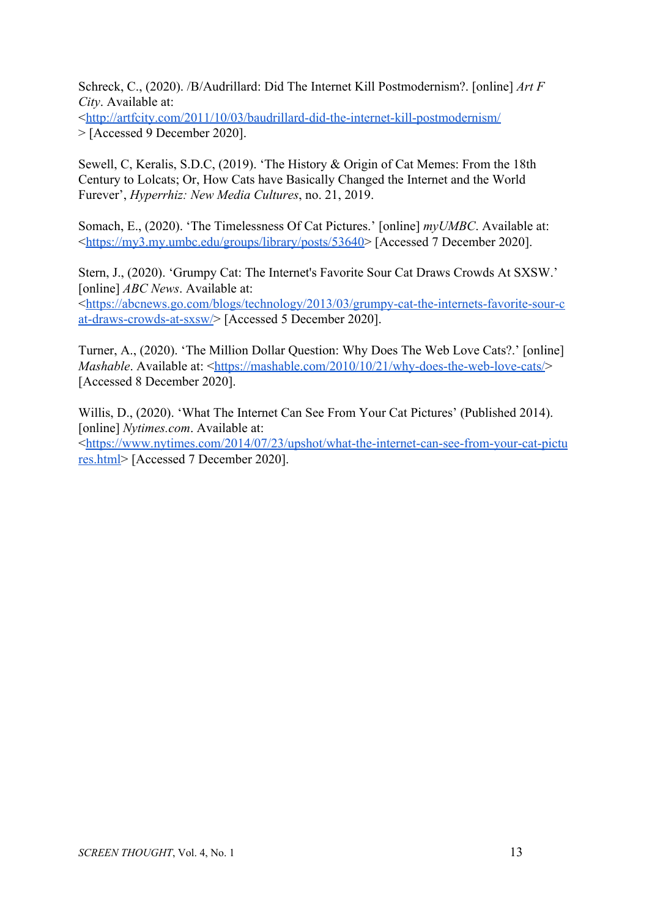Schreck, C., (2020). /B/Audrillard: Did The Internet Kill Postmodernism?. [online] *Art F City*. Available at: <http://artfcity.com/2011/10/03/baudrillard-did-the-internet-kill-postmodernism/> [Accessed 9 December 2020].

Sewell, C, Keralis, S.D.C, (2019). 'The History & Origin of Cat Memes: From the 18th Century to Lolcats; Or, How Cats have Basically Changed the Internet and the World Furever', *Hyperrhiz: New Media Cultures*, no. 21, 2019.

Somach, E., (2020). 'The Timelessness Of Cat Pictures.' [online] *myUMBC*. Available at: <https://my3.my.umbc.edu/groups/library/posts/53640> [Accessed 7 December 2020].

Stern, J., (2020). 'Grumpy Cat: The Internet's Favorite Sour Cat Draws Crowds At SXSW.' [online] *ABC News*. Available at: <https://abcnews.go.com/blogs/technology/2013/03/grumpy-cat-the-internets-favorite-sour-cat-draws-crowds-at-sxsw/> [Accessed 5 December 2020].

Turner, A., (2020). 'The Million Dollar Question: Why Does The Web Love Cats?.' [online] *Mashable*. Available at: <https://mashable.com/2010/10/21/why-does-the-web-love-cats/> [Accessed 8 December 2020].

Willis, D., (2020). 'What The Internet Can See From Your Cat Pictures' (Published 2014). [online] *Nytimes.com*. Available at: <https://www.nytimes.com/2014/07/23/upshot/what-the-internet-can-see-from-your-cat-pictures.html> [Accessed 7 December 2020].